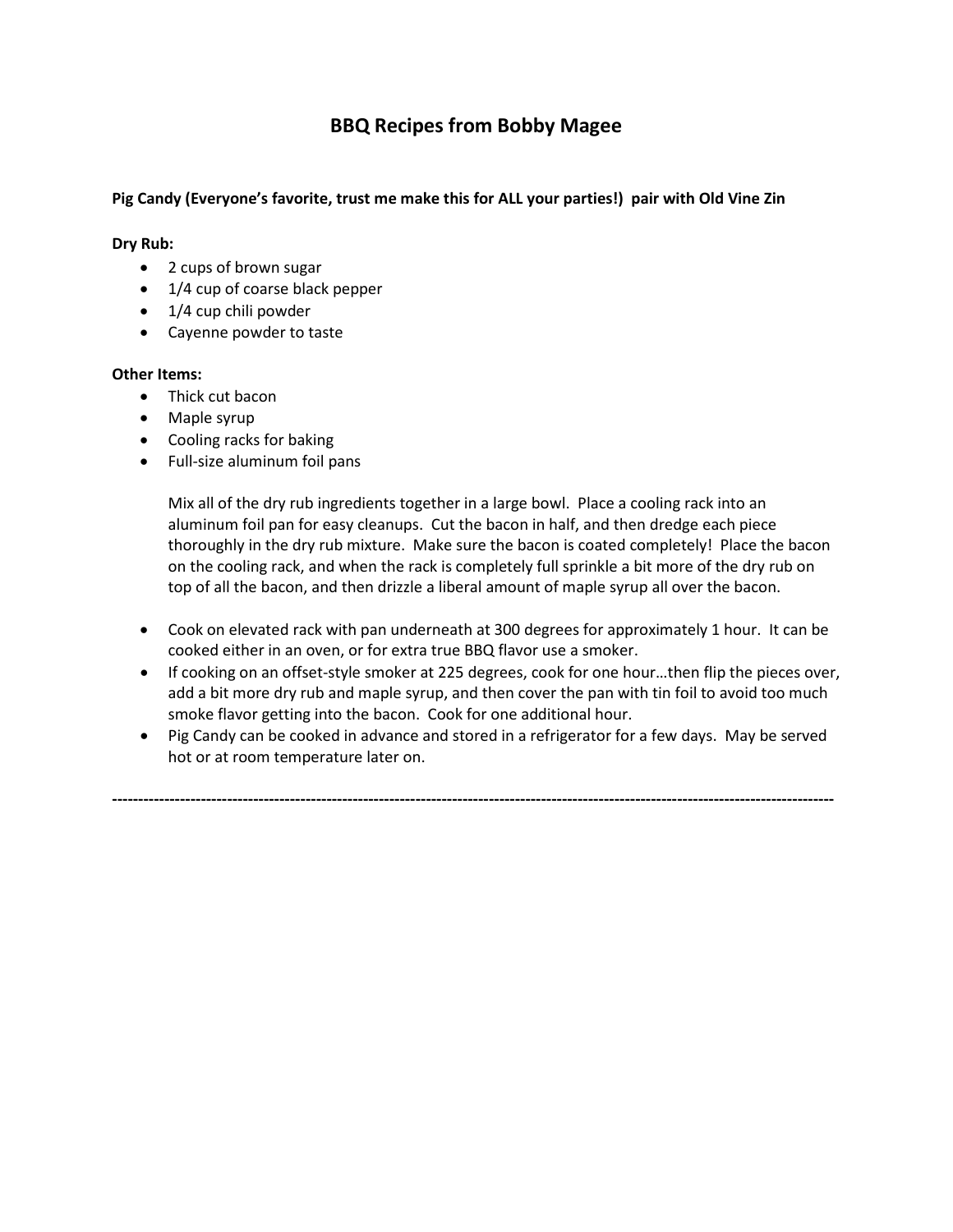# BBQ Recipes from Bobby Magee

**Pig Candy (Everyone's favorite, trust me make this for ALL your parties!) pair with Old Vine Zin**

**Dry Rub:**

- 2 cups of brown sugar
- 1/4 cup of coarse black pepper
- 1/4 cup chili powder
- Cayenne powder to taste

**Other Items:**

- Thick cut bacon
- Maple syrup
- Cooling racks for baking
- Full-size aluminum foil pans

  Mix all of the dry rub ingredients together in a large bowl. Place a cooling rack into an aluminum foil pan for easy cleanups. Cut the bacon in half, and then dredge each piece thoroughly in the dry rub mixture. Make sure the bacon is coated completely! Place the bacon on the cooling rack, and when the rack is completely full sprinkle a bit more of the dry rub on top of all the bacon, and then drizzle a liberal amount of maple syrup all over the bacon.

- Cook on elevated rack with pan underneath at 300 degrees for approximately 1 hour. It can be cooked either in an oven, or for extra true BBQ flavor use a smoker.
- If cooking on an offset-style smoker at 225 degrees, cook for one hour…then flip the pieces over, add a bit more dry rub and maple syrup, and then cover the pan with tin foil to avoid too much smoke flavor getting into the bacon. Cook for one additional hour.
- Pig Candy can be cooked in advance and stored in a refrigerator for a few days. May be served hot or at room temperature later on.

---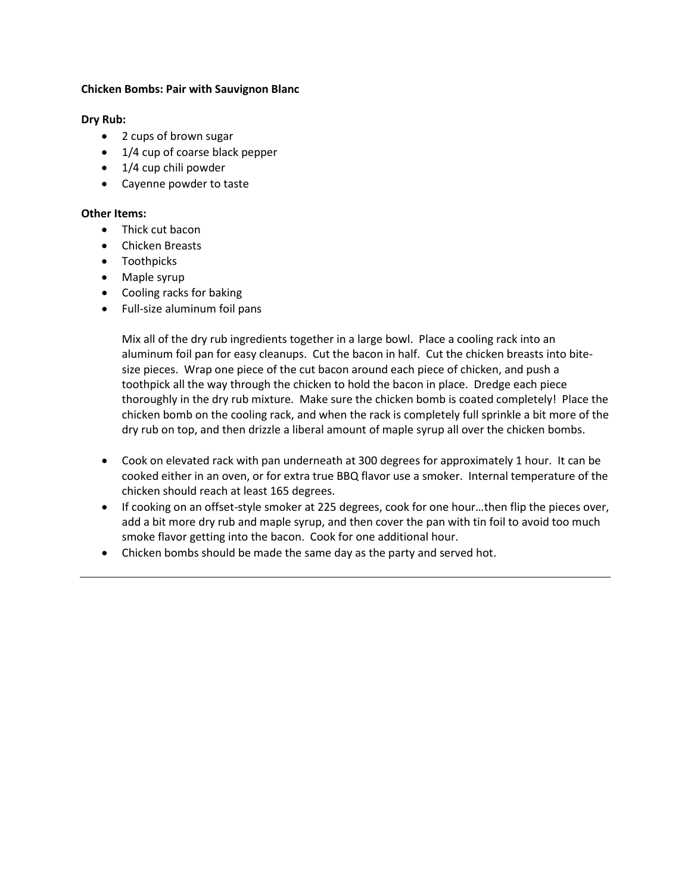**Chicken Bombs: Pair with Sauvignon Blanc**

**Dry Rub:**

- 2 cups of brown sugar
- 1/4 cup of coarse black pepper
- 1/4 cup chili powder
- Cayenne powder to taste

**Other Items:**

- Thick cut bacon
- Chicken Breasts
- Toothpicks
- Maple syrup
- Cooling racks for baking
- Full-size aluminum foil pans

Mix all of the dry rub ingredients together in a large bowl. Place a cooling rack into an aluminum foil pan for easy cleanups. Cut the bacon in half. Cut the chicken breasts into bite-size pieces. Wrap one piece of the cut bacon around each piece of chicken, and push a toothpick all the way through the chicken to hold the bacon in place. Dredge each piece thoroughly in the dry rub mixture. Make sure the chicken bomb is coated completely! Place the chicken bomb on the cooling rack, and when the rack is completely full sprinkle a bit more of the dry rub on top, and then drizzle a liberal amount of maple syrup all over the chicken bombs.

- Cook on elevated rack with pan underneath at 300 degrees for approximately 1 hour. It can be cooked either in an oven, or for extra true BBQ flavor use a smoker. Internal temperature of the chicken should reach at least 165 degrees.
- If cooking on an offset-style smoker at 225 degrees, cook for one hour…then flip the pieces over, add a bit more dry rub and maple syrup, and then cover the pan with tin foil to avoid too much smoke flavor getting into the bacon. Cook for one additional hour.
- Chicken bombs should be made the same day as the party and served hot.

---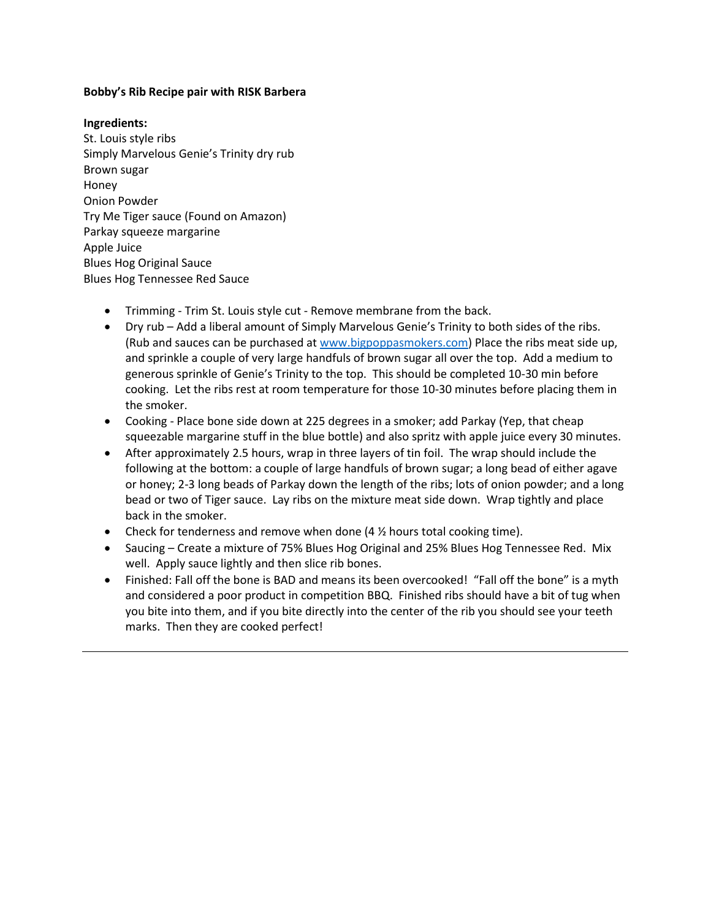**Bobby's Rib Recipe pair with RISK Barbera**

**Ingredients:**
St. Louis style ribs
Simply Marvelous Genie's Trinity dry rub
Brown sugar
Honey
Onion Powder
Try Me Tiger sauce (Found on Amazon)
Parkay squeeze margarine
Apple Juice
Blues Hog Original Sauce
Blues Hog Tennessee Red Sauce

- Trimming - Trim St. Louis style cut - Remove membrane from the back.
- Dry rub – Add a liberal amount of Simply Marvelous Genie's Trinity to both sides of the ribs. (Rub and sauces can be purchased at www.bigpoppasmokers.com) Place the ribs meat side up, and sprinkle a couple of very large handfuls of brown sugar all over the top. Add a medium to generous sprinkle of Genie's Trinity to the top. This should be completed 10-30 min before cooking. Let the ribs rest at room temperature for those 10-30 minutes before placing them in the smoker.
- Cooking - Place bone side down at 225 degrees in a smoker; add Parkay (Yep, that cheap squeezable margarine stuff in the blue bottle) and also spritz with apple juice every 30 minutes.
- After approximately 2.5 hours, wrap in three layers of tin foil. The wrap should include the following at the bottom: a couple of large handfuls of brown sugar; a long bead of either agave or honey; 2-3 long beads of Parkay down the length of the ribs; lots of onion powder; and a long bead or two of Tiger sauce. Lay ribs on the mixture meat side down. Wrap tightly and place back in the smoker.
- Check for tenderness and remove when done (4 ½ hours total cooking time).
- Saucing – Create a mixture of 75% Blues Hog Original and 25% Blues Hog Tennessee Red. Mix well. Apply sauce lightly and then slice rib bones.
- Finished: Fall off the bone is BAD and means its been overcooked! "Fall off the bone" is a myth and considered a poor product in competition BBQ. Finished ribs should have a bit of tug when you bite into them, and if you bite directly into the center of the rib you should see your teeth marks. Then they are cooked perfect!

---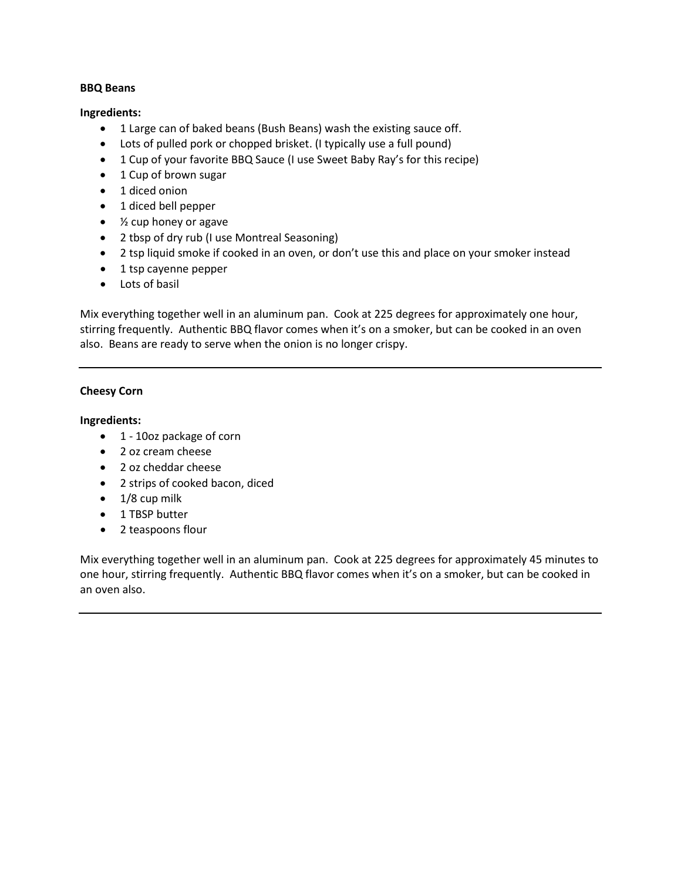**BBQ Beans**

**Ingredients:**

- 1 Large can of baked beans (Bush Beans) wash the existing sauce off.
- Lots of pulled pork or chopped brisket. (I typically use a full pound)
- 1 Cup of your favorite BBQ Sauce (I use Sweet Baby Ray's for this recipe)
- 1 Cup of brown sugar
- 1 diced onion
- 1 diced bell pepper
- ½ cup honey or agave
- 2 tbsp of dry rub (I use Montreal Seasoning)
- 2 tsp liquid smoke if cooked in an oven, or don't use this and place on your smoker instead
- 1 tsp cayenne pepper
- Lots of basil

Mix everything together well in an aluminum pan. Cook at 225 degrees for approximately one hour, stirring frequently. Authentic BBQ flavor comes when it's on a smoker, but can be cooked in an oven also. Beans are ready to serve when the onion is no longer crispy.

---

**Cheesy Corn**

**Ingredients:**

- 1 - 10oz package of corn
- 2 oz cream cheese
- 2 oz cheddar cheese
- 2 strips of cooked bacon, diced
- 1/8 cup milk
- 1 TBSP butter
- 2 teaspoons flour

Mix everything together well in an aluminum pan. Cook at 225 degrees for approximately 45 minutes to one hour, stirring frequently. Authentic BBQ flavor comes when it's on a smoker, but can be cooked in an oven also.

---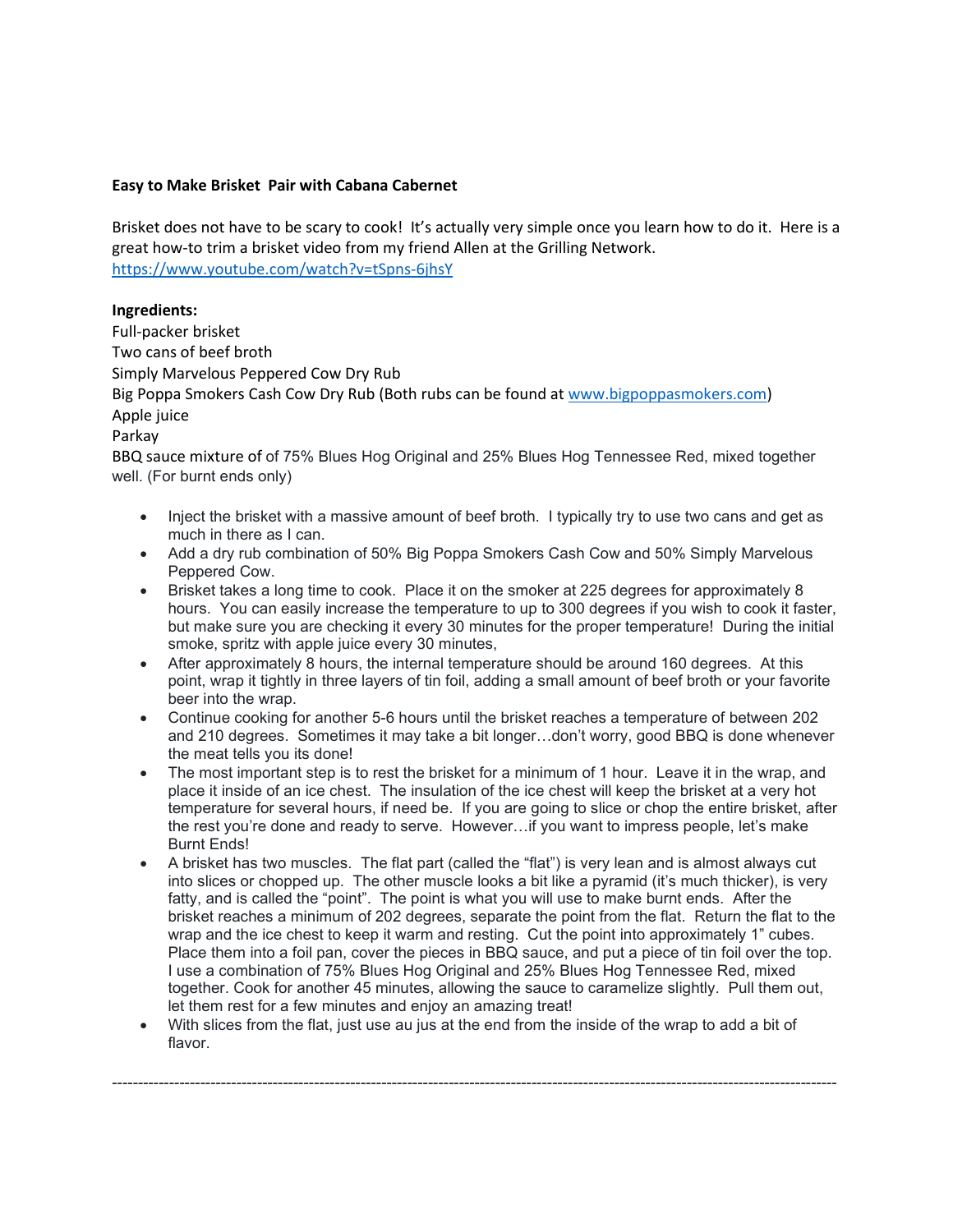**Easy to Make Brisket Pair with Cabana Cabernet**

Brisket does not have to be scary to cook! It's actually very simple once you learn how to do it. Here is a great how-to trim a brisket video from my friend Allen at the Grilling Network. https://www.youtube.com/watch?v=tSpns-6jhsY

**Ingredients:**

Full-packer brisket
Two cans of beef broth
Simply Marvelous Peppered Cow Dry Rub
Big Poppa Smokers Cash Cow Dry Rub (Both rubs can be found at www.bigpoppasmokers.com)
Apple juice
Parkay
BBQ sauce mixture of of 75% Blues Hog Original and 25% Blues Hog Tennessee Red, mixed together well. (For burnt ends only)

- Inject the brisket with a massive amount of beef broth. I typically try to use two cans and get as much in there as I can.
- Add a dry rub combination of 50% Big Poppa Smokers Cash Cow and 50% Simply Marvelous Peppered Cow.
- Brisket takes a long time to cook. Place it on the smoker at 225 degrees for approximately 8 hours. You can easily increase the temperature to up to 300 degrees if you wish to cook it faster, but make sure you are checking it every 30 minutes for the proper temperature! During the initial smoke, spritz with apple juice every 30 minutes,
- After approximately 8 hours, the internal temperature should be around 160 degrees. At this point, wrap it tightly in three layers of tin foil, adding a small amount of beef broth or your favorite beer into the wrap.
- Continue cooking for another 5-6 hours until the brisket reaches a temperature of between 202 and 210 degrees. Sometimes it may take a bit longer…don't worry, good BBQ is done whenever the meat tells you its done!
- The most important step is to rest the brisket for a minimum of 1 hour. Leave it in the wrap, and place it inside of an ice chest. The insulation of the ice chest will keep the brisket at a very hot temperature for several hours, if need be. If you are going to slice or chop the entire brisket, after the rest you're done and ready to serve. However…if you want to impress people, let's make Burnt Ends!
- A brisket has two muscles. The flat part (called the "flat") is very lean and is almost always cut into slices or chopped up. The other muscle looks a bit like a pyramid (it's much thicker), is very fatty, and is called the "point". The point is what you will use to make burnt ends. After the brisket reaches a minimum of 202 degrees, separate the point from the flat. Return the flat to the wrap and the ice chest to keep it warm and resting. Cut the point into approximately 1" cubes. Place them into a foil pan, cover the pieces in BBQ sauce, and put a piece of tin foil over the top. I use a combination of 75% Blues Hog Original and 25% Blues Hog Tennessee Red, mixed together. Cook for another 45 minutes, allowing the sauce to caramelize slightly. Pull them out, let them rest for a few minutes and enjoy an amazing treat!
- With slices from the flat, just use au jus at the end from the inside of the wrap to add a bit of flavor.

---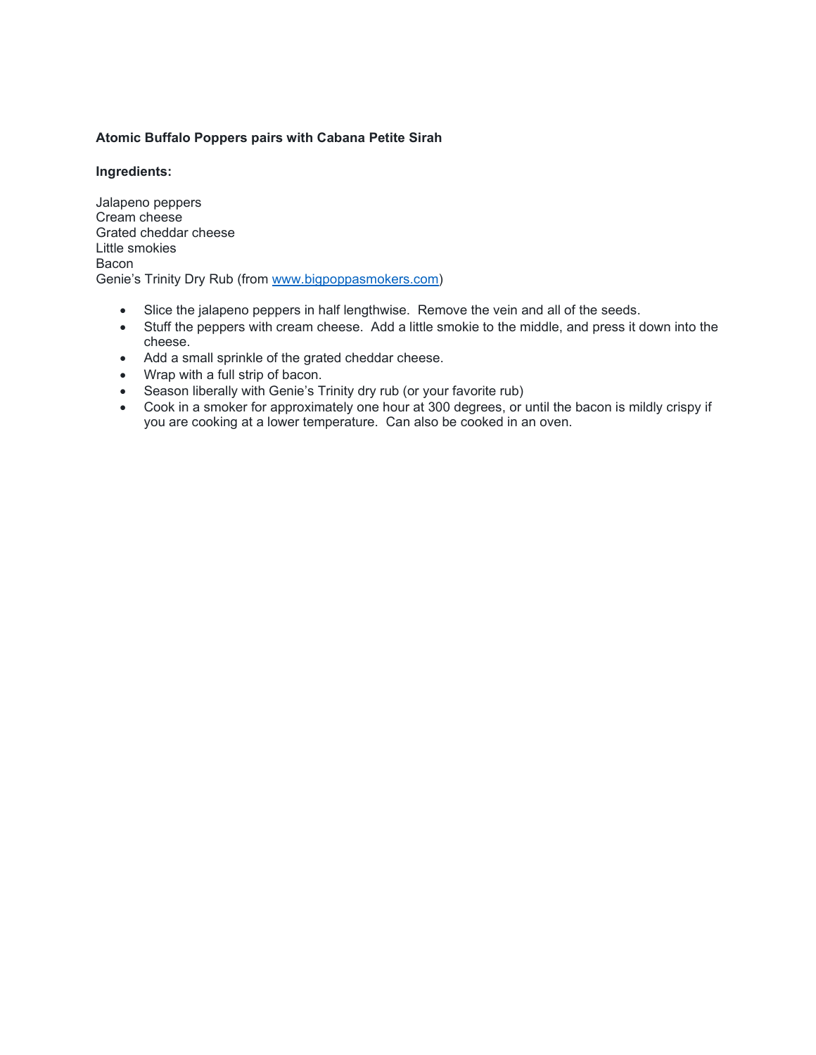**Atomic Buffalo Poppers pairs with Cabana Petite Sirah**

**Ingredients:**

Jalapeno peppers
Cream cheese
Grated cheddar cheese
Little smokies
Bacon
Genie's Trinity Dry Rub (from www.bigpoppasmokers.com)

- Slice the jalapeno peppers in half lengthwise. Remove the vein and all of the seeds.
- Stuff the peppers with cream cheese. Add a little smokie to the middle, and press it down into the cheese.
- Add a small sprinkle of the grated cheddar cheese.
- Wrap with a full strip of bacon.
- Season liberally with Genie's Trinity dry rub (or your favorite rub)
- Cook in a smoker for approximately one hour at 300 degrees, or until the bacon is mildly crispy if you are cooking at a lower temperature. Can also be cooked in an oven.